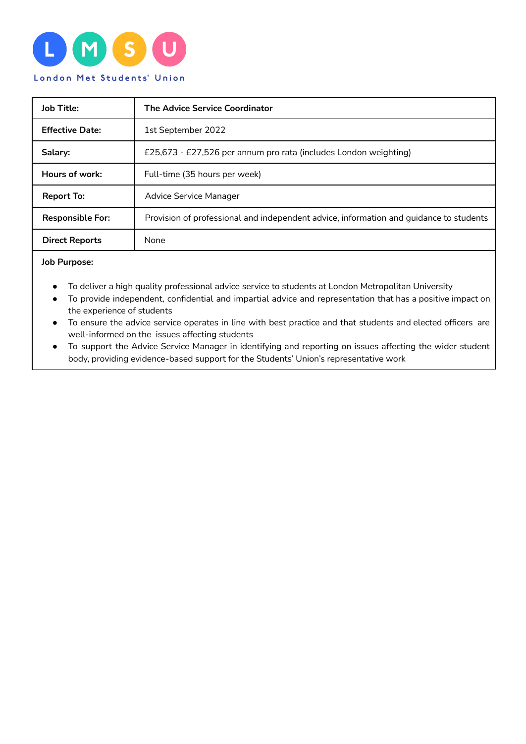LMSU

London Met Students' Union

| Job Title: | The Advice Service Coordinator |
|---|---|
| Effective Date: | 1st September 2022 |
| Salary: | £25,673 - £27,526 per annum pro rata (includes London weighting) |
| Hours of work: | Full-time (35 hours per week) |
| Report To: | Advice Service Manager |
| Responsible For: | Provision of professional and independent advice, information and guidance to students |
| Direct Reports | None |

**Job Purpose:**

- To deliver a high quality professional advice service to students at London Metropolitan University
- To provide independent, confidential and impartial advice and representation that has a positive impact on the experience of students
- To ensure the advice service operates in line with best practice and that students and elected officers are well-informed on the issues affecting students
- To support the Advice Service Manager in identifying and reporting on issues affecting the wider student body, providing evidence-based support for the Students' Union's representative work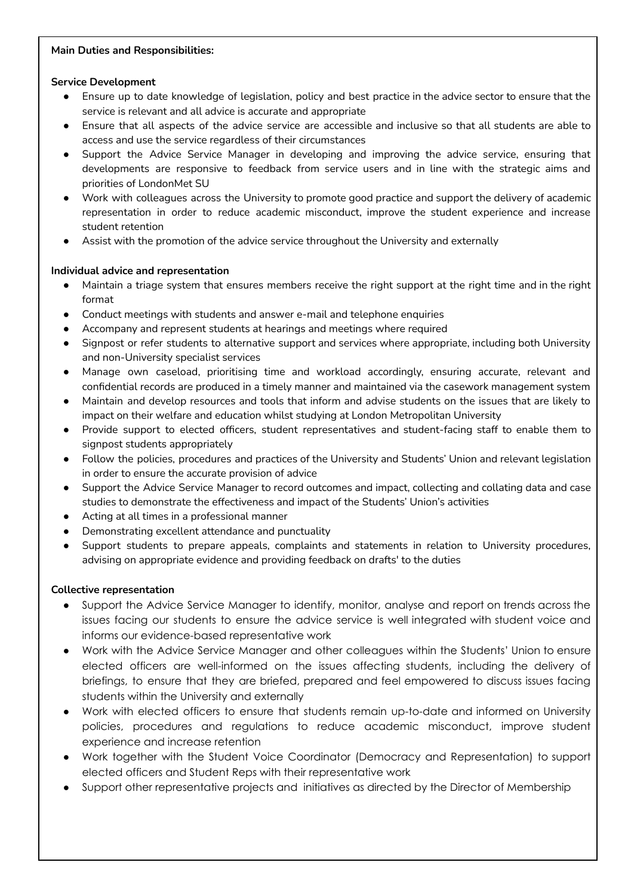**Main Duties and Responsibilities:**

**Service Development**

- Ensure up to date knowledge of legislation, policy and best practice in the advice sector to ensure that the service is relevant and all advice is accurate and appropriate
- Ensure that all aspects of the advice service are accessible and inclusive so that all students are able to access and use the service regardless of their circumstances
- Support the Advice Service Manager in developing and improving the advice service, ensuring that developments are responsive to feedback from service users and in line with the strategic aims and priorities of LondonMet SU
- Work with colleagues across the University to promote good practice and support the delivery of academic representation in order to reduce academic misconduct, improve the student experience and increase student retention
- Assist with the promotion of the advice service throughout the University and externally

**Individual advice and representation**

- Maintain a triage system that ensures members receive the right support at the right time and in the right format
- Conduct meetings with students and answer e-mail and telephone enquiries
- Accompany and represent students at hearings and meetings where required
- Signpost or refer students to alternative support and services where appropriate, including both University and non-University specialist services
- Manage own caseload, prioritising time and workload accordingly, ensuring accurate, relevant and confidential records are produced in a timely manner and maintained via the casework management system
- Maintain and develop resources and tools that inform and advise students on the issues that are likely to impact on their welfare and education whilst studying at London Metropolitan University
- Provide support to elected officers, student representatives and student-facing staff to enable them to signpost students appropriately
- Follow the policies, procedures and practices of the University and Students' Union and relevant legislation in order to ensure the accurate provision of advice
- Support the Advice Service Manager to record outcomes and impact, collecting and collating data and case studies to demonstrate the effectiveness and impact of the Students' Union's activities
- Acting at all times in a professional manner
- Demonstrating excellent attendance and punctuality
- Support students to prepare appeals, complaints and statements in relation to University procedures, advising on appropriate evidence and providing feedback on drafts' to the duties

**Collective representation**

- Support the Advice Service Manager to identify, monitor, analyse and report on trends across the issues facing our students to ensure the advice service is well integrated with student voice and informs our evidence-based representative work
- Work with the Advice Service Manager and other colleagues within the Students' Union to ensure elected officers are well-informed on the issues affecting students, including the delivery of briefings, to ensure that they are briefed, prepared and feel empowered to discuss issues facing students within the University and externally
- Work with elected officers to ensure that students remain up-to-date and informed on University policies, procedures and regulations to reduce academic misconduct, improve student experience and increase retention
- Work together with the Student Voice Coordinator (Democracy and Representation) to support elected officers and Student Reps with their representative work
- Support other representative projects and initiatives as directed by the Director of Membership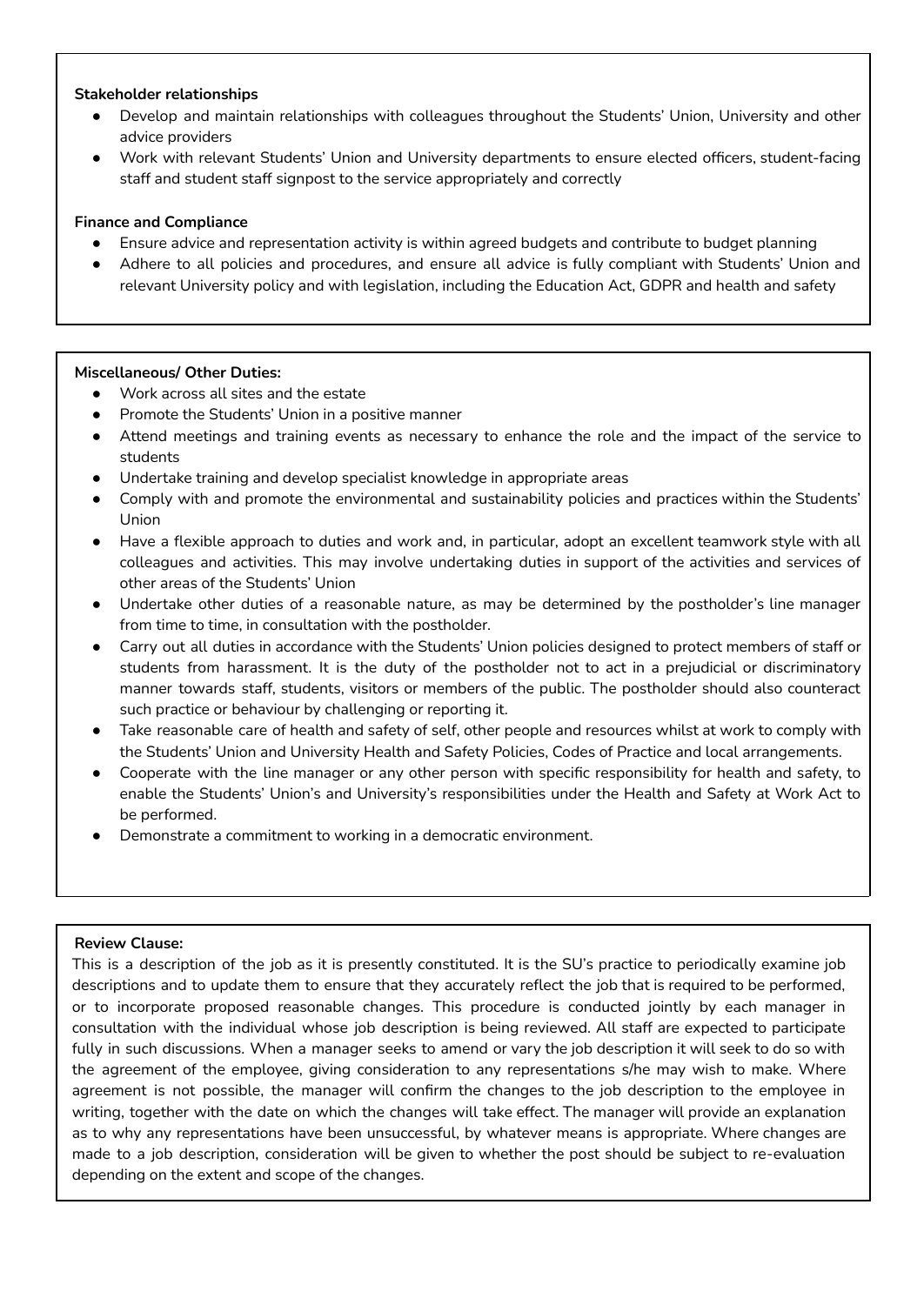**Stakeholder relationships**

- Develop and maintain relationships with colleagues throughout the Students' Union, University and other advice providers
- Work with relevant Students' Union and University departments to ensure elected officers, student-facing staff and student staff signpost to the service appropriately and correctly

**Finance and Compliance**

- Ensure advice and representation activity is within agreed budgets and contribute to budget planning
- Adhere to all policies and procedures, and ensure all advice is fully compliant with Students' Union and relevant University policy and with legislation, including the Education Act, GDPR and health and safety

**Miscellaneous/ Other Duties:**

- Work across all sites and the estate
- Promote the Students' Union in a positive manner
- Attend meetings and training events as necessary to enhance the role and the impact of the service to students
- Undertake training and develop specialist knowledge in appropriate areas
- Comply with and promote the environmental and sustainability policies and practices within the Students' Union
- Have a flexible approach to duties and work and, in particular, adopt an excellent teamwork style with all colleagues and activities. This may involve undertaking duties in support of the activities and services of other areas of the Students' Union
- Undertake other duties of a reasonable nature, as may be determined by the postholder's line manager from time to time, in consultation with the postholder.
- Carry out all duties in accordance with the Students' Union policies designed to protect members of staff or students from harassment. It is the duty of the postholder not to act in a prejudicial or discriminatory manner towards staff, students, visitors or members of the public. The postholder should also counteract such practice or behaviour by challenging or reporting it.
- Take reasonable care of health and safety of self, other people and resources whilst at work to comply with the Students' Union and University Health and Safety Policies, Codes of Practice and local arrangements.
- Cooperate with the line manager or any other person with specific responsibility for health and safety, to enable the Students' Union's and University's responsibilities under the Health and Safety at Work Act to be performed.
- Demonstrate a commitment to working in a democratic environment.

**Review Clause:**

This is a description of the job as it is presently constituted. It is the SU's practice to periodically examine job descriptions and to update them to ensure that they accurately reflect the job that is required to be performed, or to incorporate proposed reasonable changes. This procedure is conducted jointly by each manager in consultation with the individual whose job description is being reviewed. All staff are expected to participate fully in such discussions. When a manager seeks to amend or vary the job description it will seek to do so with the agreement of the employee, giving consideration to any representations s/he may wish to make. Where agreement is not possible, the manager will confirm the changes to the job description to the employee in writing, together with the date on which the changes will take effect. The manager will provide an explanation as to why any representations have been unsuccessful, by whatever means is appropriate. Where changes are made to a job description, consideration will be given to whether the post should be subject to re-evaluation depending on the extent and scope of the changes.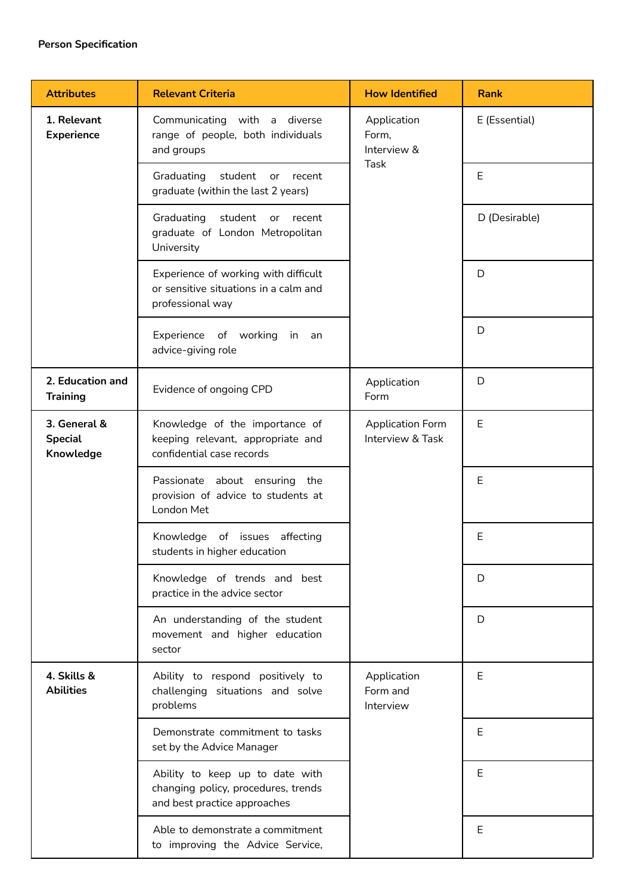**Person Specification**

| Attributes | Relevant Criteria | How Identified | Rank |
|---|---|---|---|
| **1. Relevant Experience** | Communicating with a diverse range of people, both individuals and groups | Application Form, Interview & Task | E (Essential) |
| | Graduating student or recent graduate (within the last 2 years) | | E |
| | Graduating student or recent graduate of London Metropolitan University | | D (Desirable) |
| | Experience of working with difficult or sensitive situations in a calm and professional way | | D |
| | Experience of working in an advice-giving role | | D |
| **2. Education and Training** | Evidence of ongoing CPD | Application Form | D |
| **3. General & Special Knowledge** | Knowledge of the importance of keeping relevant, appropriate and confidential case records | Application Form Interview & Task | E |
| | Passionate about ensuring the provision of advice to students at London Met | | E |
| | Knowledge of issues affecting students in higher education | | E |
| | Knowledge of trends and best practice in the advice sector | | D |
| | An understanding of the student movement and higher education sector | | D |
| **4. Skills & Abilities** | Ability to respond positively to challenging situations and solve problems | Application Form and Interview | E |
| | Demonstrate commitment to tasks set by the Advice Manager | | E |
| | Ability to keep up to date with changing policy, procedures, trends and best practice approaches | | E |
| | Able to demonstrate a commitment to improving the Advice Service, | | E |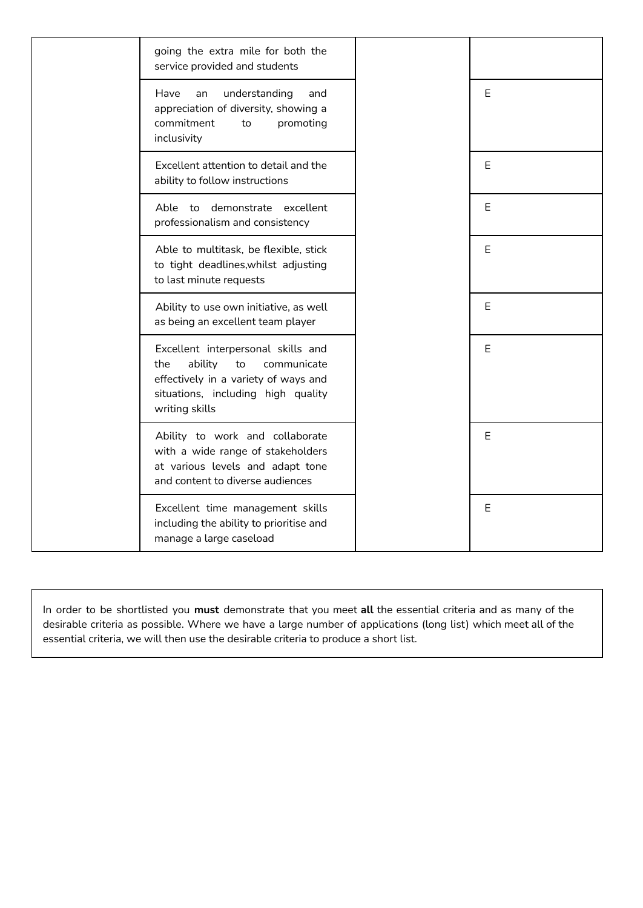| | | | |
|---|---|---|---|
| | going the extra mile for both the service provided and students | | |
| | Have an understanding and appreciation of diversity, showing a commitment to promoting inclusivity | | E |
| | Excellent attention to detail and the ability to follow instructions | | E |
| | Able to demonstrate excellent professionalism and consistency | | E |
| | Able to multitask, be flexible, stick to tight deadlines,whilst adjusting to last minute requests | | E |
| | Ability to use own initiative, as well as being an excellent team player | | E |
| | Excellent interpersonal skills and the ability to communicate effectively in a variety of ways and situations, including high quality writing skills | | E |
| | Ability to work and collaborate with a wide range of stakeholders at various levels and adapt tone and content to diverse audiences | | E |
| | Excellent time management skills including the ability to prioritise and manage a large caseload | | E |

In order to be shortlisted you **must** demonstrate that you meet **all** the essential criteria and as many of the desirable criteria as possible. Where we have a large number of applications (long list) which meet all of the essential criteria, we will then use the desirable criteria to produce a short list.